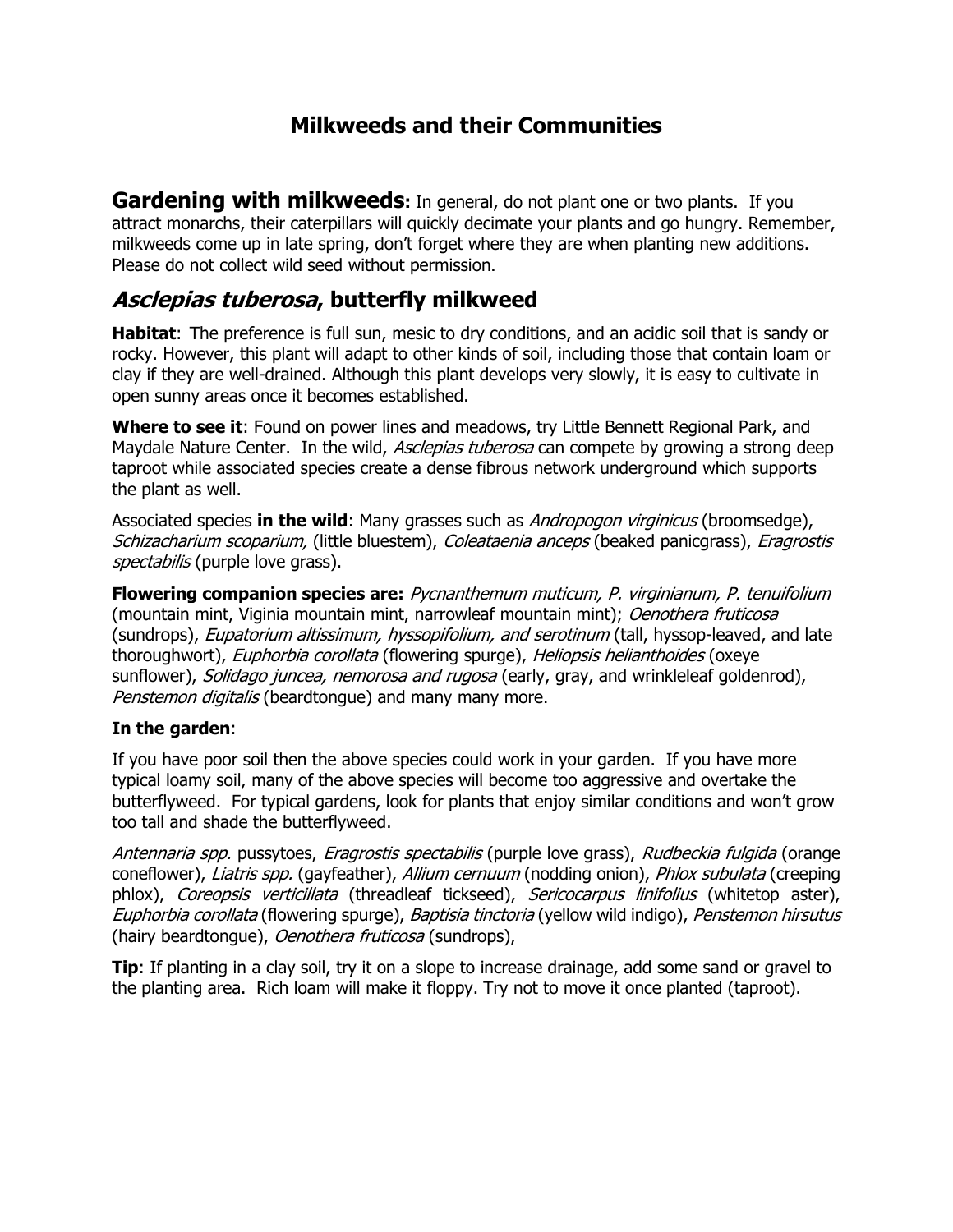# Milkweeds and their Communities

**Gardening with milkweeds:** In general, do not plant one or two plants. If you attract monarchs, their caterpillars will quickly decimate your plants and go hungry. Remember, milkweeds come up in late spring, don't forget where they are when planting new additions. Please do not collect wild seed without permission.

## *Asclepias tuberosa*, butterfly milkweed

**Habitat**: The preference is full sun, mesic to dry conditions, and an acidic soil that is sandy or rocky. However, this plant will adapt to other kinds of soil, including those that contain loam or clay if they are well-drained. Although this plant develops very slowly, it is easy to cultivate in open sunny areas once it becomes established.

**Where to see it**: Found on power lines and meadows, try Little Bennett Regional Park, and Maydale Nature Center. In the wild, *Asclepias tuberosa* can compete by growing a strong deep taproot while associated species create a dense fibrous network underground which supports the plant as well.

Associated species **in the wild**: Many grasses such as *Andropogon virginicus* (broomsedge), *Schizacharium scoparium,* (little bluestem), *Coleataenia anceps* (beaked panicgrass), *Eragrostis spectabilis* (purple love grass).

**Flowering companion species are:** *Pycnanthemum muticum, P. virginianum, P. tenuifolium* (mountain mint, Viginia mountain mint, narrowleaf mountain mint); *Oenothera fruticosa* (sundrops), *Eupatorium altissimum, hyssopifolium, and serotinum* (tall, hyssop-leaved, and late thoroughwort), *Euphorbia corollata* (flowering spurge), *Heliopsis helianthoides* (oxeye sunflower), *Solidago juncea, nemorosa and rugosa* (early, gray, and wrinkleleaf goldenrod), *Penstemon digitalis* (beardtongue) and many many more.

**In the garden**:

If you have poor soil then the above species could work in your garden. If you have more typical loamy soil, many of the above species will become too aggressive and overtake the butterflyweed. For typical gardens, look for plants that enjoy similar conditions and won't grow too tall and shade the butterflyweed.

*Antennaria spp.* pussytoes, *Eragrostis spectabilis* (purple love grass), *Rudbeckia fulgida* (orange coneflower), *Liatris spp.* (gayfeather), *Allium cernuum* (nodding onion), *Phlox subulata* (creeping phlox), *Coreopsis verticillata* (threadleaf tickseed), *Sericocarpus linifolius* (whitetop aster), *Euphorbia corollata* (flowering spurge), *Baptisia tinctoria* (yellow wild indigo), *Penstemon hirsutus* (hairy beardtongue), *Oenothera fruticosa* (sundrops),

**Tip**: If planting in a clay soil, try it on a slope to increase drainage, add some sand or gravel to the planting area. Rich loam will make it floppy. Try not to move it once planted (taproot).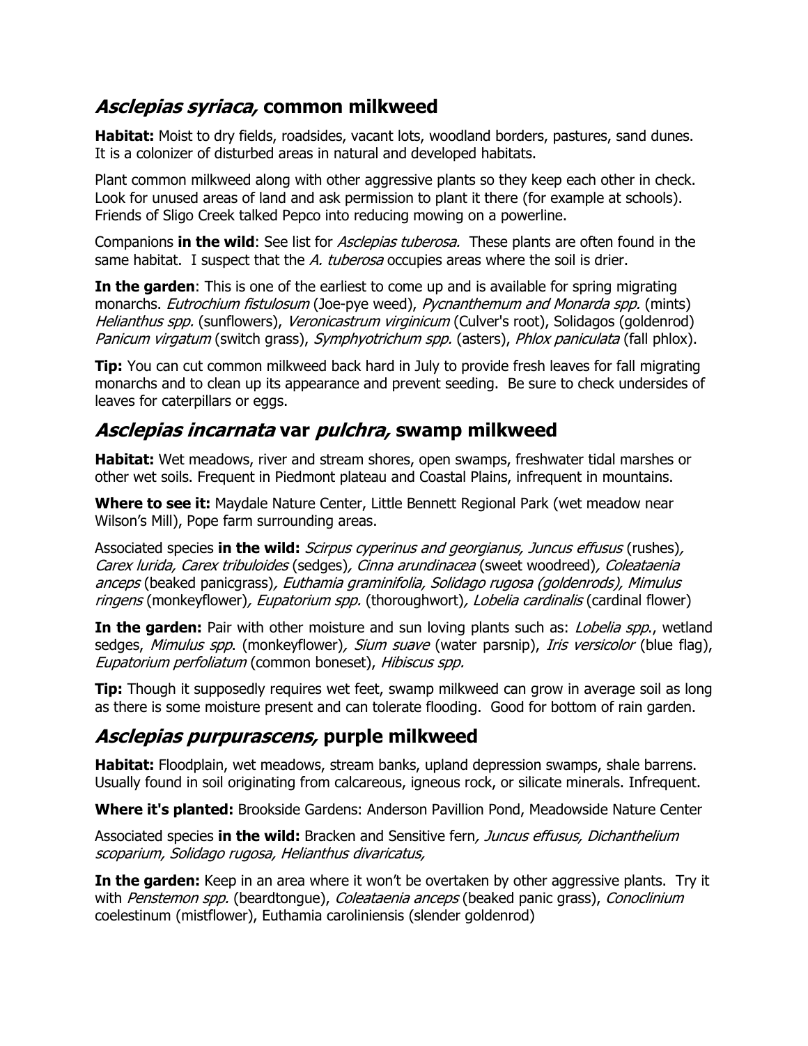## *Asclepias syriaca,* common milkweed

**Habitat:** Moist to dry fields, roadsides, vacant lots, woodland borders, pastures, sand dunes. It is a colonizer of disturbed areas in natural and developed habitats.

Plant common milkweed along with other aggressive plants so they keep each other in check. Look for unused areas of land and ask permission to plant it there (for example at schools). Friends of Sligo Creek talked Pepco into reducing mowing on a powerline.

Companions **in the wild**: See list for *Asclepias tuberosa.* These plants are often found in the same habitat. I suspect that the *A. tuberosa* occupies areas where the soil is drier.

**In the garden**: This is one of the earliest to come up and is available for spring migrating monarchs. *Eutrochium fistulosum* (Joe-pye weed), *Pycnanthemum and Monarda spp.* (mints) *Helianthus spp.* (sunflowers), *Veronicastrum virginicum* (Culver's root), Solidagos (goldenrod) *Panicum virgatum* (switch grass), *Symphyotrichum spp.* (asters), *Phlox paniculata* (fall phlox).

**Tip:** You can cut common milkweed back hard in July to provide fresh leaves for fall migrating monarchs and to clean up its appearance and prevent seeding. Be sure to check undersides of leaves for caterpillars or eggs.

## *Asclepias incarnata* var *pulchra,* swamp milkweed

**Habitat:** Wet meadows, river and stream shores, open swamps, freshwater tidal marshes or other wet soils. Frequent in Piedmont plateau and Coastal Plains, infrequent in mountains.

**Where to see it:** Maydale Nature Center, Little Bennett Regional Park (wet meadow near Wilson's Mill), Pope farm surrounding areas.

Associated species **in the wild:** *Scirpus cyperinus and georgianus, Juncus effusus* (rushes)*, Carex lurida, Carex tribuloides* (sedges)*, Cinna arundinacea* (sweet woodreed)*, Coleataenia anceps* (beaked panicgrass)*, Euthamia graminifolia, Solidago rugosa (goldenrods), Mimulus ringens* (monkeyflower)*, Eupatorium spp.* (thoroughwort)*, Lobelia cardinalis* (cardinal flower)

**In the garden:** Pair with other moisture and sun loving plants such as: *Lobelia spp*., wetland sedges, *Mimulus spp*. (monkeyflower)*, Sium suave* (water parsnip), *Iris versicolor* (blue flag), *Eupatorium perfoliatum* (common boneset), *Hibiscus spp.*

**Tip:** Though it supposedly requires wet feet, swamp milkweed can grow in average soil as long as there is some moisture present and can tolerate flooding. Good for bottom of rain garden.

## *Asclepias purpurascens,* purple milkweed

**Habitat:** Floodplain, wet meadows, stream banks, upland depression swamps, shale barrens. Usually found in soil originating from calcareous, igneous rock, or silicate minerals. Infrequent.

**Where it's planted:** Brookside Gardens: Anderson Pavillion Pond, Meadowside Nature Center

Associated species **in the wild:** Bracken and Sensitive fern*, Juncus effusus, Dichanthelium scoparium, Solidago rugosa, Helianthus divaricatus,*

**In the garden:** Keep in an area where it won't be overtaken by other aggressive plants. Try it with *Penstemon spp.* (beardtongue), *Coleataenia anceps* (beaked panic grass), *Conoclinium* coelestinum (mistflower), Euthamia caroliniensis (slender goldenrod)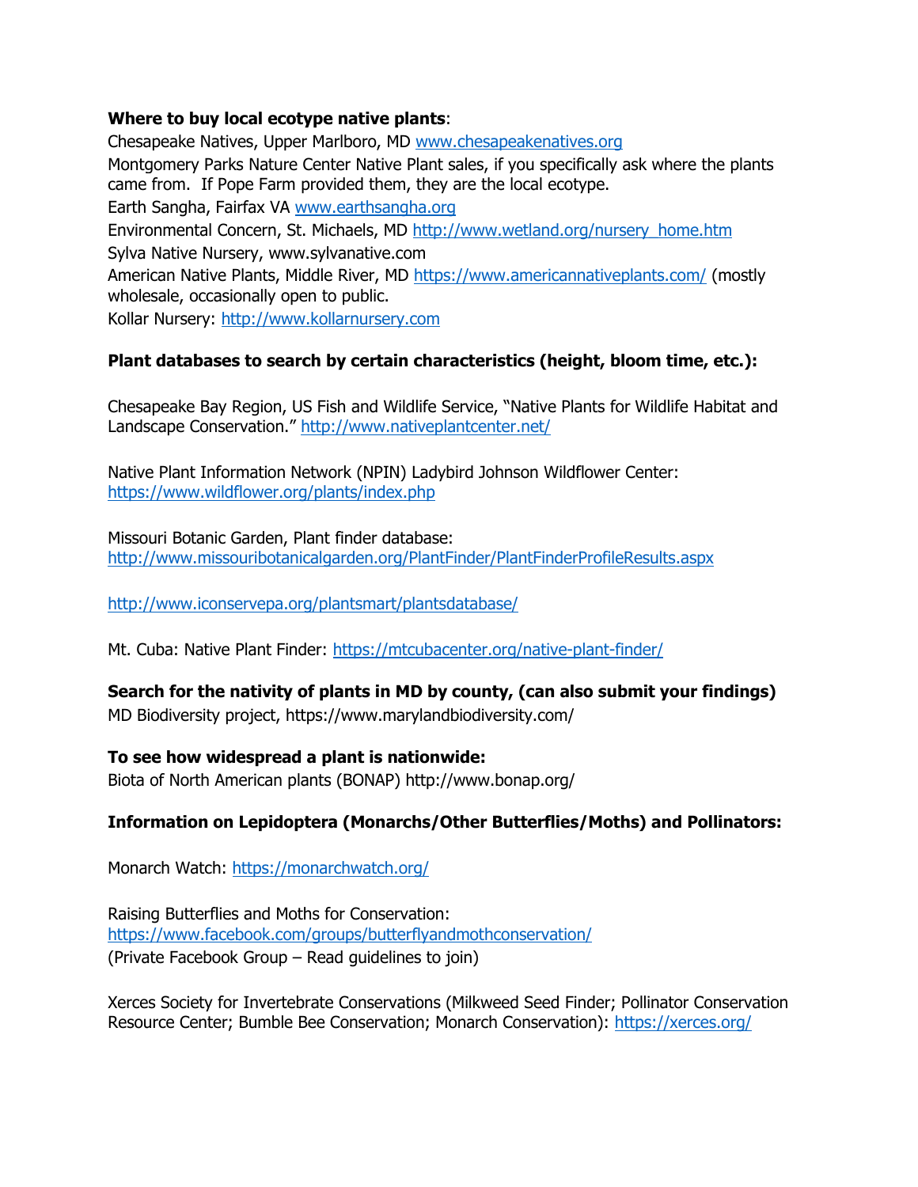**Where to buy local ecotype native plants**:

Chesapeake Natives, Upper Marlboro, MD [www.chesapeakenatives.org](www.chesapeakenatives.org)
Montgomery Parks Nature Center Native Plant sales, if you specifically ask where the plants came from. If Pope Farm provided them, they are the local ecotype.
Earth Sangha, Fairfax VA [www.earthsangha.org](www.earthsangha.org)
Environmental Concern, St. Michaels, MD [http://www.wetland.org/nursery_home.htm](http://www.wetland.org/nursery_home.htm)
Sylva Native Nursery, www.sylvanative.com
American Native Plants, Middle River, MD [https://www.americannativeplants.com/](https://www.americannativeplants.com/) (mostly wholesale, occasionally open to public.
Kollar Nursery: [http://www.kollarnursery.com](http://www.kollarnursery.com)

**Plant databases to search by certain characteristics (height, bloom time, etc.):**

Chesapeake Bay Region, US Fish and Wildlife Service, "Native Plants for Wildlife Habitat and Landscape Conservation." [http://www.nativeplantcenter.net/](http://www.nativeplantcenter.net/)

Native Plant Information Network (NPIN) Ladybird Johnson Wildflower Center:
[https://www.wildflower.org/plants/index.php](https://www.wildflower.org/plants/index.php)

Missouri Botanic Garden, Plant finder database:
[http://www.missouribotanicalgarden.org/PlantFinder/PlantFinderProfileResults.aspx](http://www.missouribotanicalgarden.org/PlantFinder/PlantFinderProfileResults.aspx)

[http://www.iconservepa.org/plantsmart/plantsdatabase/](http://www.iconservepa.org/plantsmart/plantsdatabase/)

Mt. Cuba: Native Plant Finder: [https://mtcubacenter.org/native-plant-finder/](https://mtcubacenter.org/native-plant-finder/)

**Search for the nativity of plants in MD by county, (can also submit your findings)**

MD Biodiversity project, https://www.marylandbiodiversity.com/

**To see how widespread a plant is nationwide:**

Biota of North American plants (BONAP) http://www.bonap.org/

**Information on Lepidoptera (Monarchs/Other Butterflies/Moths) and Pollinators:**

Monarch Watch: [https://monarchwatch.org/](https://monarchwatch.org/)

Raising Butterflies and Moths for Conservation:
[https://www.facebook.com/groups/butterflyandmothconservation/](https://www.facebook.com/groups/butterflyandmothconservation/)
(Private Facebook Group – Read guidelines to join)

Xerces Society for Invertebrate Conservations (Milkweed Seed Finder; Pollinator Conservation Resource Center; Bumble Bee Conservation; Monarch Conservation): [https://xerces.org/](https://xerces.org/)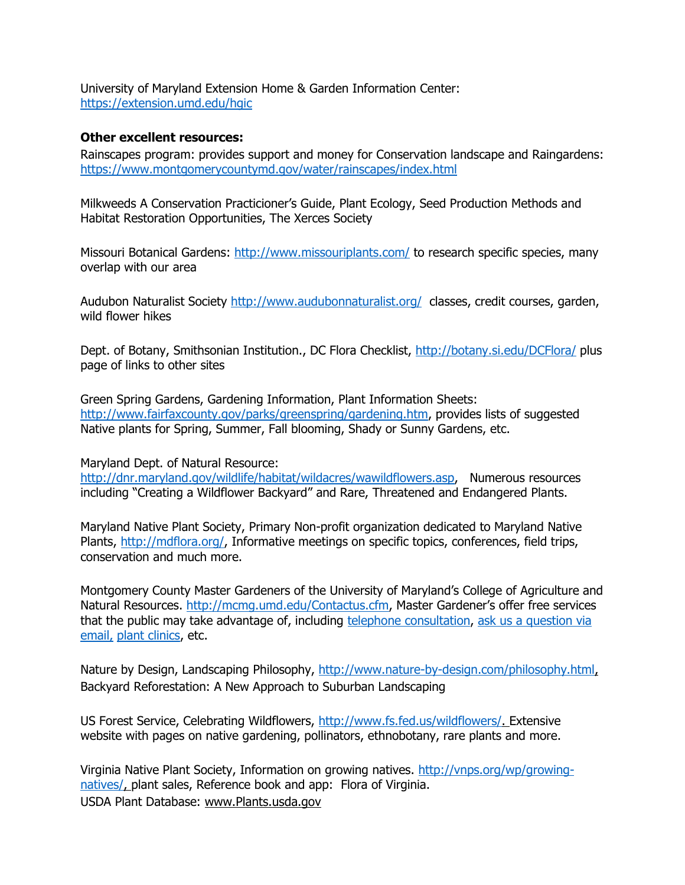University of Maryland Extension Home & Garden Information Center:
https://extension.umd.edu/hgic

**Other excellent resources:**

Rainscapes program: provides support and money for Conservation landscape and Raingardens: https://www.montgomerycountymd.gov/water/rainscapes/index.html

Milkweeds A Conservation Practicioner's Guide, Plant Ecology, Seed Production Methods and Habitat Restoration Opportunities, The Xerces Society

Missouri Botanical Gardens: http://www.missouriplants.com/ to research specific species, many overlap with our area

Audubon Naturalist Society http://www.audubonnaturalist.org/ classes, credit courses, garden, wild flower hikes

Dept. of Botany, Smithsonian Institution., DC Flora Checklist, http://botany.si.edu/DCFlora/ plus page of links to other sites

Green Spring Gardens, Gardening Information, Plant Information Sheets: http://www.fairfaxcounty.gov/parks/greenspring/gardening.htm, provides lists of suggested Native plants for Spring, Summer, Fall blooming, Shady or Sunny Gardens, etc.

Maryland Dept. of Natural Resource:
http://dnr.maryland.gov/wildlife/habitat/wildacres/wawildflowers.asp, Numerous resources including "Creating a Wildflower Backyard" and Rare, Threatened and Endangered Plants.

Maryland Native Plant Society, Primary Non-profit organization dedicated to Maryland Native Plants, http://mdflora.org/, Informative meetings on specific topics, conferences, field trips, conservation and much more.

Montgomery County Master Gardeners of the University of Maryland's College of Agriculture and Natural Resources. http://mcmg.umd.edu/Contactus.cfm, Master Gardener's offer free services that the public may take advantage of, including telephone consultation, ask us a question via email, plant clinics, etc.

Nature by Design, Landscaping Philosophy, http://www.nature-by-design.com/philosophy.html, Backyard Reforestation: A New Approach to Suburban Landscaping

US Forest Service, Celebrating Wildflowers, http://www.fs.fed.us/wildflowers/. Extensive website with pages on native gardening, pollinators, ethnobotany, rare plants and more.

Virginia Native Plant Society, Information on growing natives. http://vnps.org/wp/growing-natives/, plant sales, Reference book and app: Flora of Virginia.
USDA Plant Database: www.Plants.usda.gov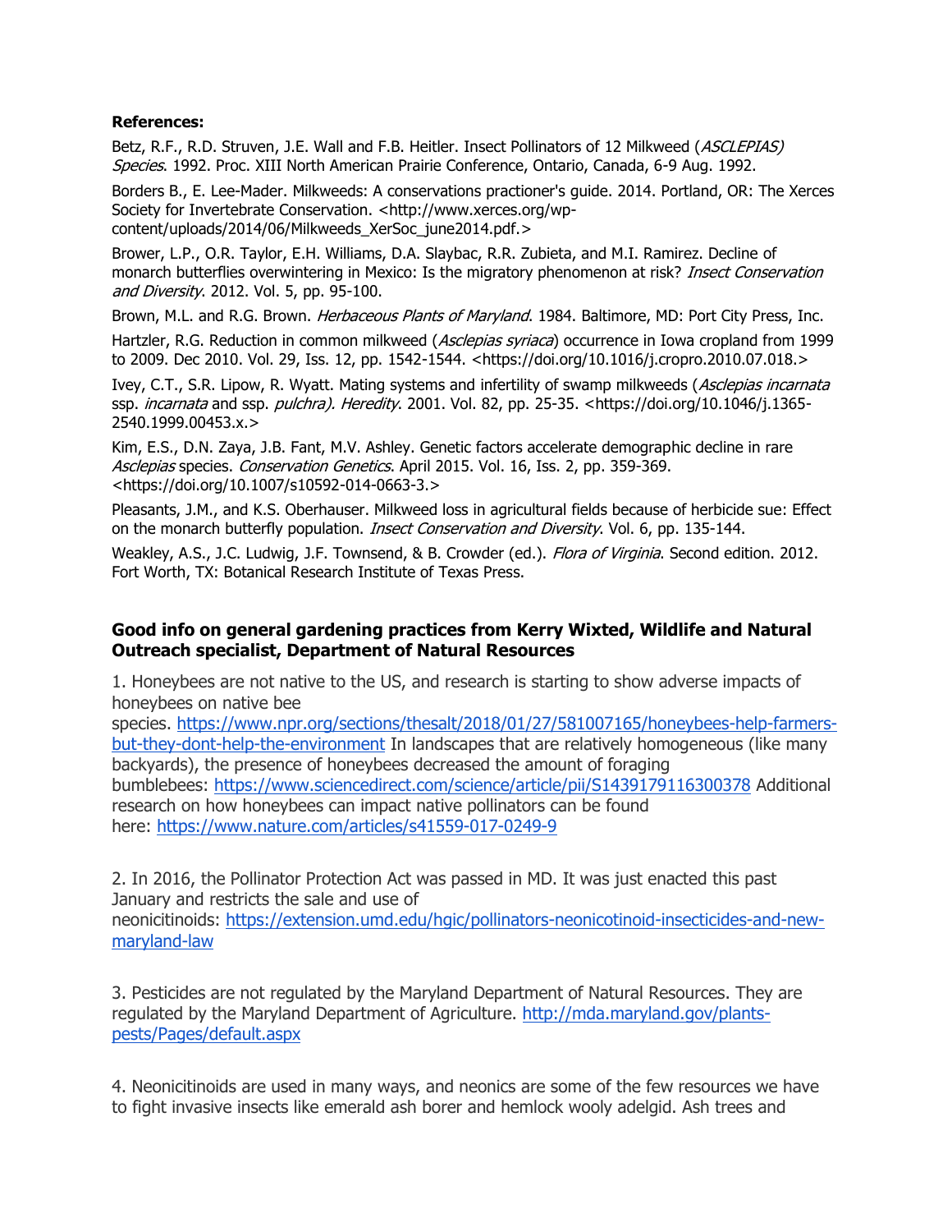**References:**

Betz, R.F., R.D. Struven, J.E. Wall and F.B. Heitler. Insect Pollinators of 12 Milkweed (*ASCLEPIAS) Species*. 1992. Proc. XIII North American Prairie Conference, Ontario, Canada, 6-9 Aug. 1992.

Borders B., E. Lee-Mader. Milkweeds: A conservations practioner's guide. 2014. Portland, OR: The Xerces Society for Invertebrate Conservation. <http://www.xerces.org/wp-content/uploads/2014/06/Milkweeds_XerSoc_june2014.pdf.>

Brower, L.P., O.R. Taylor, E.H. Williams, D.A. Slaybac, R.R. Zubieta, and M.I. Ramirez. Decline of monarch butterflies overwintering in Mexico: Is the migratory phenomenon at risk? *Insect Conservation and Diversity*. 2012. Vol. 5, pp. 95-100.

Brown, M.L. and R.G. Brown. *Herbaceous Plants of Maryland*. 1984. Baltimore, MD: Port City Press, Inc.

Hartzler, R.G. Reduction in common milkweed (*Asclepias syriaca*) occurrence in Iowa cropland from 1999 to 2009. Dec 2010. Vol. 29, Iss. 12, pp. 1542-1544. <https://doi.org/10.1016/j.cropro.2010.07.018.>

Ivey, C.T., S.R. Lipow, R. Wyatt. Mating systems and infertility of swamp milkweeds (*Asclepias incarnata* ssp. *incarnata* and ssp. *pulchra). Heredity*. 2001. Vol. 82, pp. 25-35. <https://doi.org/10.1046/j.1365-2540.1999.00453.x.>

Kim, E.S., D.N. Zaya, J.B. Fant, M.V. Ashley. Genetic factors accelerate demographic decline in rare *Asclepias* species. *Conservation Genetics*. April 2015. Vol. 16, Iss. 2, pp. 359-369. <https://doi.org/10.1007/s10592-014-0663-3.>

Pleasants, J.M., and K.S. Oberhauser. Milkweed loss in agricultural fields because of herbicide sue: Effect on the monarch butterfly population. *Insect Conservation and Diversity*. Vol. 6, pp. 135-144.

Weakley, A.S., J.C. Ludwig, J.F. Townsend, & B. Crowder (ed.). *Flora of Virginia*. Second edition. 2012. Fort Worth, TX: Botanical Research Institute of Texas Press.

### Good info on general gardening practices from Kerry Wixted, Wildlife and Natural Outreach specialist, Department of Natural Resources

1. Honeybees are not native to the US, and research is starting to show adverse impacts of honeybees on native bee species. https://www.npr.org/sections/thesalt/2018/01/27/581007165/honeybees-help-farmers-but-they-dont-help-the-environment In landscapes that are relatively homogeneous (like many backyards), the presence of honeybees decreased the amount of foraging bumblebees: https://www.sciencedirect.com/science/article/pii/S1439179116300378 Additional research on how honeybees can impact native pollinators can be found here: https://www.nature.com/articles/s41559-017-0249-9

2. In 2016, the Pollinator Protection Act was passed in MD. It was just enacted this past January and restricts the sale and use of neonicitinoids: https://extension.umd.edu/hgic/pollinators-neonicotinoid-insecticides-and-new-maryland-law

3. Pesticides are not regulated by the Maryland Department of Natural Resources. They are regulated by the Maryland Department of Agriculture. http://mda.maryland.gov/plants-pests/Pages/default.aspx

4. Neonicitinoids are used in many ways, and neonics are some of the few resources we have to fight invasive insects like emerald ash borer and hemlock wooly adelgid. Ash trees and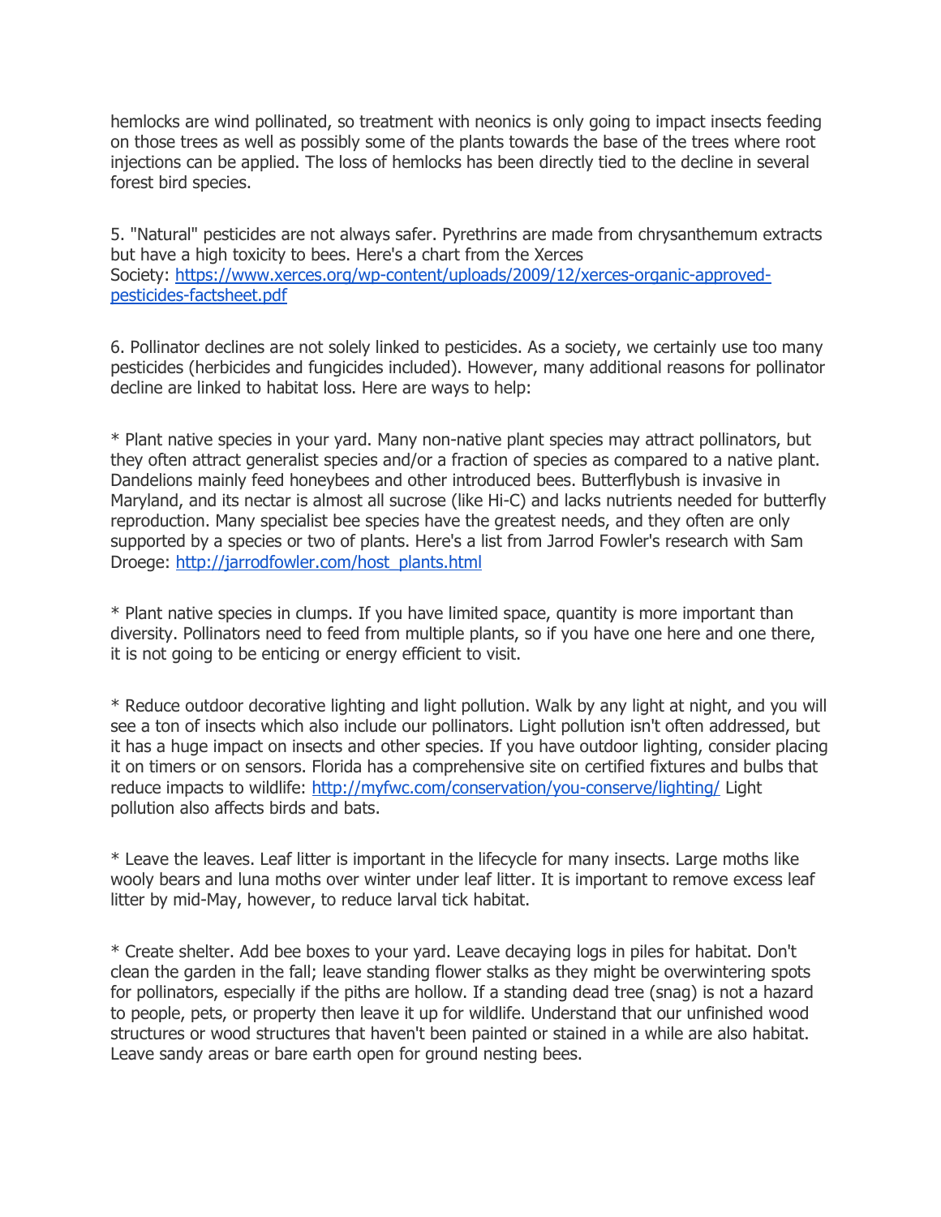hemlocks are wind pollinated, so treatment with neonics is only going to impact insects feeding on those trees as well as possibly some of the plants towards the base of the trees where root injections can be applied. The loss of hemlocks has been directly tied to the decline in several forest bird species.

5. "Natural" pesticides are not always safer. Pyrethrins are made from chrysanthemum extracts but have a high toxicity to bees. Here's a chart from the Xerces Society: [https://www.xerces.org/wp-content/uploads/2009/12/xerces-organic-approved-pesticides-factsheet.pdf](https://www.xerces.org/wp-content/uploads/2009/12/xerces-organic-approved-pesticides-factsheet.pdf)

6. Pollinator declines are not solely linked to pesticides. As a society, we certainly use too many pesticides (herbicides and fungicides included). However, many additional reasons for pollinator decline are linked to habitat loss. Here are ways to help:

* Plant native species in your yard. Many non-native plant species may attract pollinators, but they often attract generalist species and/or a fraction of species as compared to a native plant. Dandelions mainly feed honeybees and other introduced bees. Butterflybush is invasive in Maryland, and its nectar is almost all sucrose (like Hi-C) and lacks nutrients needed for butterfly reproduction. Many specialist bee species have the greatest needs, and they often are only supported by a species or two of plants. Here's a list from Jarrod Fowler's research with Sam Droege: [http://jarrodfowler.com/host_plants.html](http://jarrodfowler.com/host_plants.html)

* Plant native species in clumps. If you have limited space, quantity is more important than diversity. Pollinators need to feed from multiple plants, so if you have one here and one there, it is not going to be enticing or energy efficient to visit.

* Reduce outdoor decorative lighting and light pollution. Walk by any light at night, and you will see a ton of insects which also include our pollinators. Light pollution isn't often addressed, but it has a huge impact on insects and other species. If you have outdoor lighting, consider placing it on timers or on sensors. Florida has a comprehensive site on certified fixtures and bulbs that reduce impacts to wildlife: [http://myfwc.com/conservation/you-conserve/lighting/](http://myfwc.com/conservation/you-conserve/lighting/) Light pollution also affects birds and bats.

* Leave the leaves. Leaf litter is important in the lifecycle for many insects. Large moths like wooly bears and luna moths over winter under leaf litter. It is important to remove excess leaf litter by mid-May, however, to reduce larval tick habitat.

* Create shelter. Add bee boxes to your yard. Leave decaying logs in piles for habitat. Don't clean the garden in the fall; leave standing flower stalks as they might be overwintering spots for pollinators, especially if the piths are hollow. If a standing dead tree (snag) is not a hazard to people, pets, or property then leave it up for wildlife. Understand that our unfinished wood structures or wood structures that haven't been painted or stained in a while are also habitat. Leave sandy areas or bare earth open for ground nesting bees.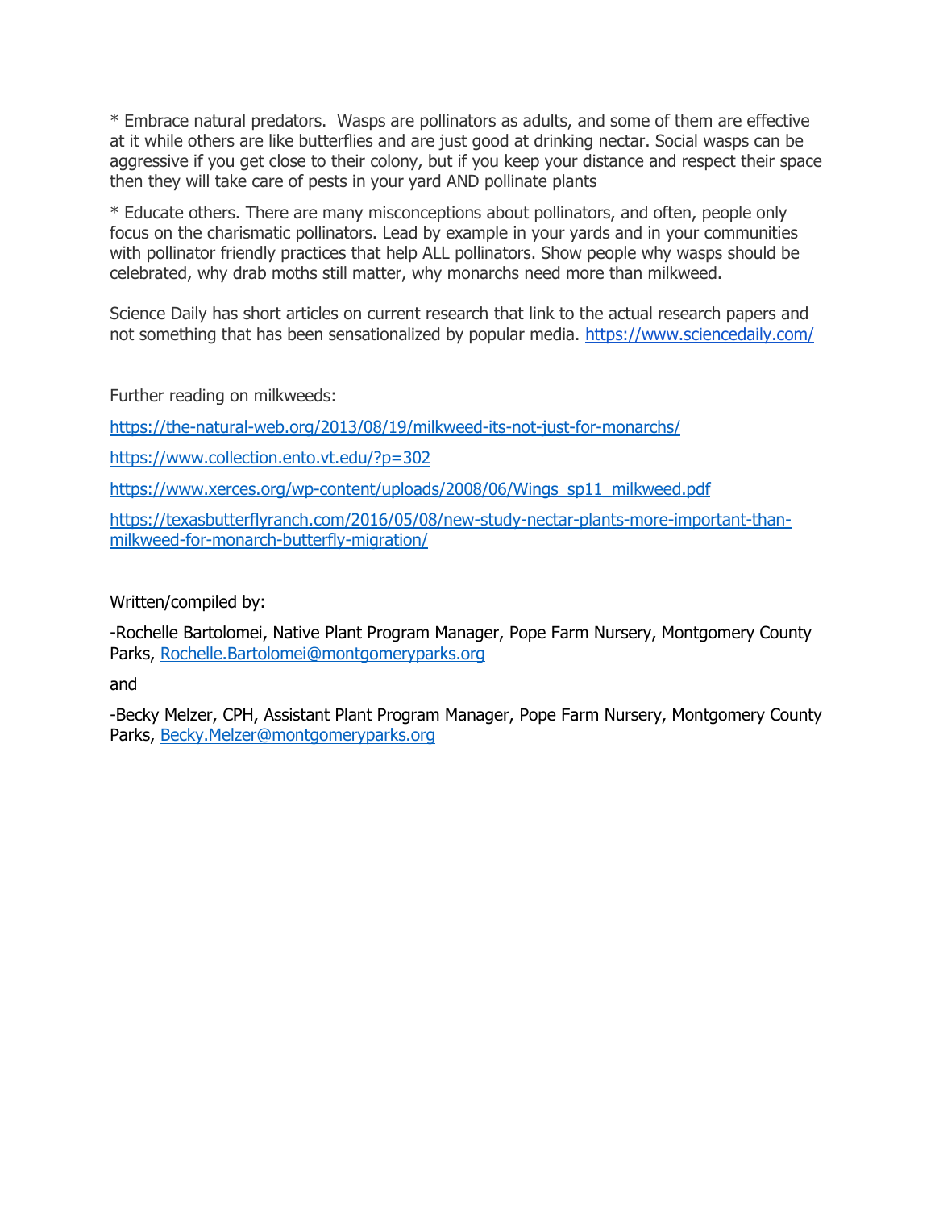* Embrace natural predators.  Wasps are pollinators as adults, and some of them are effective at it while others are like butterflies and are just good at drinking nectar. Social wasps can be aggressive if you get close to their colony, but if you keep your distance and respect their space then they will take care of pests in your yard AND pollinate plants

* Educate others. There are many misconceptions about pollinators, and often, people only focus on the charismatic pollinators. Lead by example in your yards and in your communities with pollinator friendly practices that help ALL pollinators. Show people why wasps should be celebrated, why drab moths still matter, why monarchs need more than milkweed.

Science Daily has short articles on current research that link to the actual research papers and not something that has been sensationalized by popular media. https://www.sciencedaily.com/

Further reading on milkweeds:

https://the-natural-web.org/2013/08/19/milkweed-its-not-just-for-monarchs/

https://www.collection.ento.vt.edu/?p=302

https://www.xerces.org/wp-content/uploads/2008/06/Wings_sp11_milkweed.pdf

https://texasbutterflyranch.com/2016/05/08/new-study-nectar-plants-more-important-than-milkweed-for-monarch-butterfly-migration/

Written/compiled by:

-Rochelle Bartolomei, Native Plant Program Manager, Pope Farm Nursery, Montgomery County Parks, Rochelle.Bartolomei@montgomeryparks.org

and

-Becky Melzer, CPH, Assistant Plant Program Manager, Pope Farm Nursery, Montgomery County Parks, Becky.Melzer@montgomeryparks.org